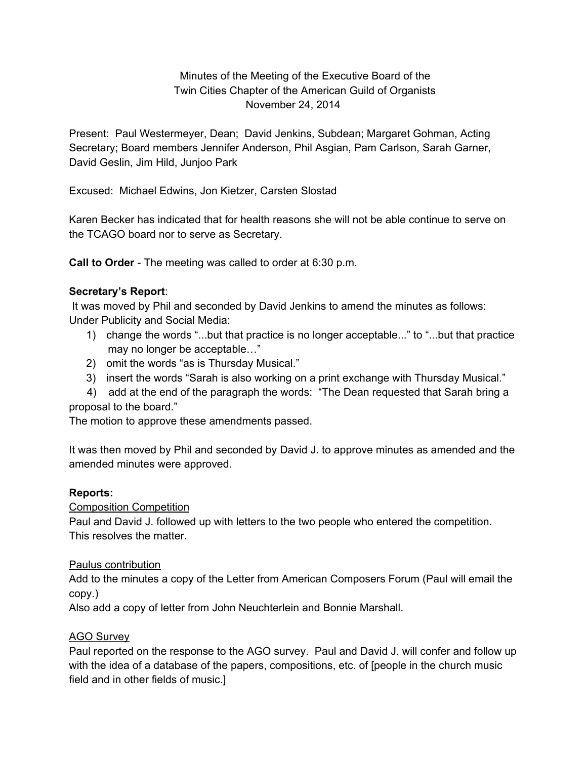Minutes of the Meeting of the Executive Board of the
Twin Cities Chapter of the American Guild of Organists
November 24, 2014

Present: Paul Westermeyer, Dean; David Jenkins, Subdean; Margaret Gohman, Acting Secretary; Board members Jennifer Anderson, Phil Asgian, Pam Carlson, Sarah Garner, David Geslin, Jim Hild, Junjoo Park

Excused: Michael Edwins, Jon Kietzer, Carsten Slostad

Karen Becker has indicated that for health reasons she will not be able continue to serve on the TCAGO board nor to serve as Secretary.

**Call to Order** - The meeting was called to order at 6:30 p.m.

**Secretary's Report**:
It was moved by Phil and seconded by David Jenkins to amend the minutes as follows:
Under Publicity and Social Media:

1) change the words "...but that practice is no longer acceptable..." to "...but that practice may no longer be acceptable…"
2) omit the words "as is Thursday Musical."
3) insert the words "Sarah is also working on a print exchange with Thursday Musical."
4) add at the end of the paragraph the words: "The Dean requested that Sarah bring a proposal to the board."

The motion to approve these amendments passed.

It was then moved by Phil and seconded by David J. to approve minutes as amended and the amended minutes were approved.

**Reports:**

<u>Composition Competition</u>
Paul and David J. followed up with letters to the two people who entered the competition. This resolves the matter.

<u>Paulus contribution</u>
Add to the minutes a copy of the Letter from American Composers Forum (Paul will email the copy.)
Also add a copy of letter from John Neuchterlein and Bonnie Marshall.

<u>AGO Survey</u>
Paul reported on the response to the AGO survey. Paul and David J. will confer and follow up with the idea of a database of the papers, compositions, etc. of [people in the church music field and in other fields of music.]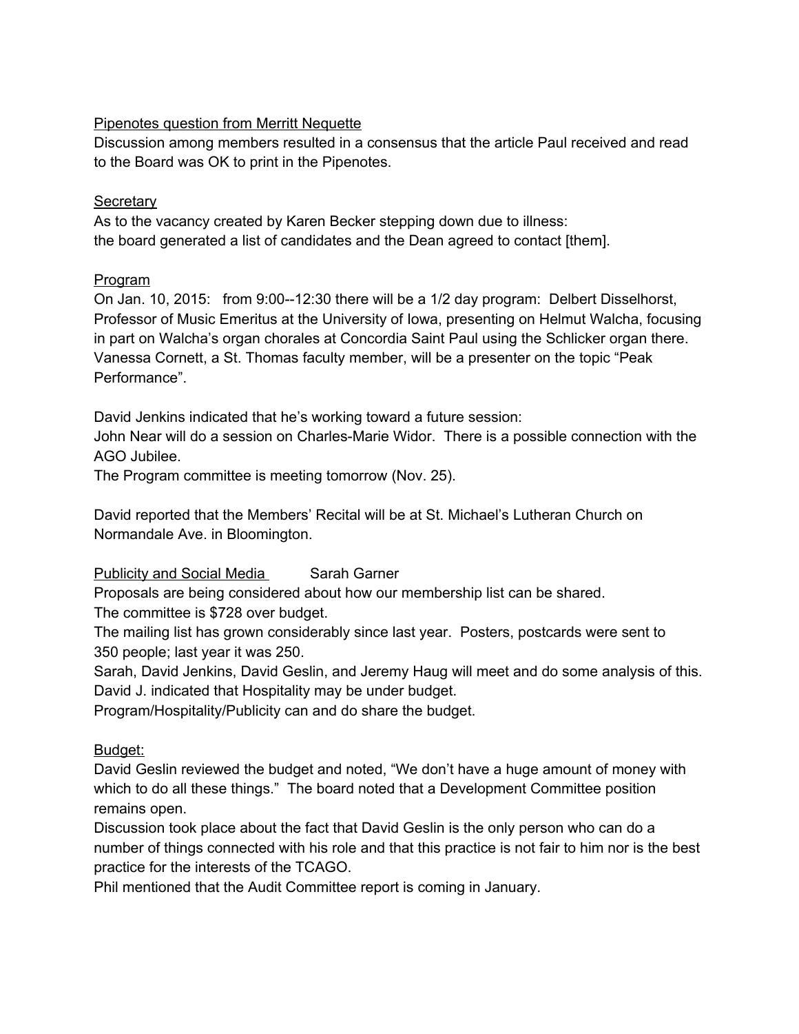Pipenotes question from Merritt Nequette

Discussion among members resulted in a consensus that the article Paul received and read to the Board was OK to print in the Pipenotes.

Secretary

As to the vacancy created by Karen Becker stepping down due to illness:
the board generated a list of candidates and the Dean agreed to contact [them].

Program

On Jan. 10, 2015: from 9:00--12:30 there will be a 1/2 day program: Delbert Disselhorst, Professor of Music Emeritus at the University of Iowa, presenting on Helmut Walcha, focusing in part on Walcha's organ chorales at Concordia Saint Paul using the Schlicker organ there. Vanessa Cornett, a St. Thomas faculty member, will be a presenter on the topic "Peak Performance".

David Jenkins indicated that he's working toward a future session:
John Near will do a session on Charles-Marie Widor. There is a possible connection with the AGO Jubilee.
The Program committee is meeting tomorrow (Nov. 25).

David reported that the Members' Recital will be at St. Michael's Lutheran Church on Normandale Ave. in Bloomington.

Publicity and Social Media Sarah Garner

Proposals are being considered about how our membership list can be shared.
The committee is $728 over budget.
The mailing list has grown considerably since last year. Posters, postcards were sent to 350 people; last year it was 250.
Sarah, David Jenkins, David Geslin, and Jeremy Haug will meet and do some analysis of this.
David J. indicated that Hospitality may be under budget.
Program/Hospitality/Publicity can and do share the budget.

Budget:

David Geslin reviewed the budget and noted, "We don't have a huge amount of money with which to do all these things." The board noted that a Development Committee position remains open.
Discussion took place about the fact that David Geslin is the only person who can do a number of things connected with his role and that this practice is not fair to him nor is the best practice for the interests of the TCAGO.
Phil mentioned that the Audit Committee report is coming in January.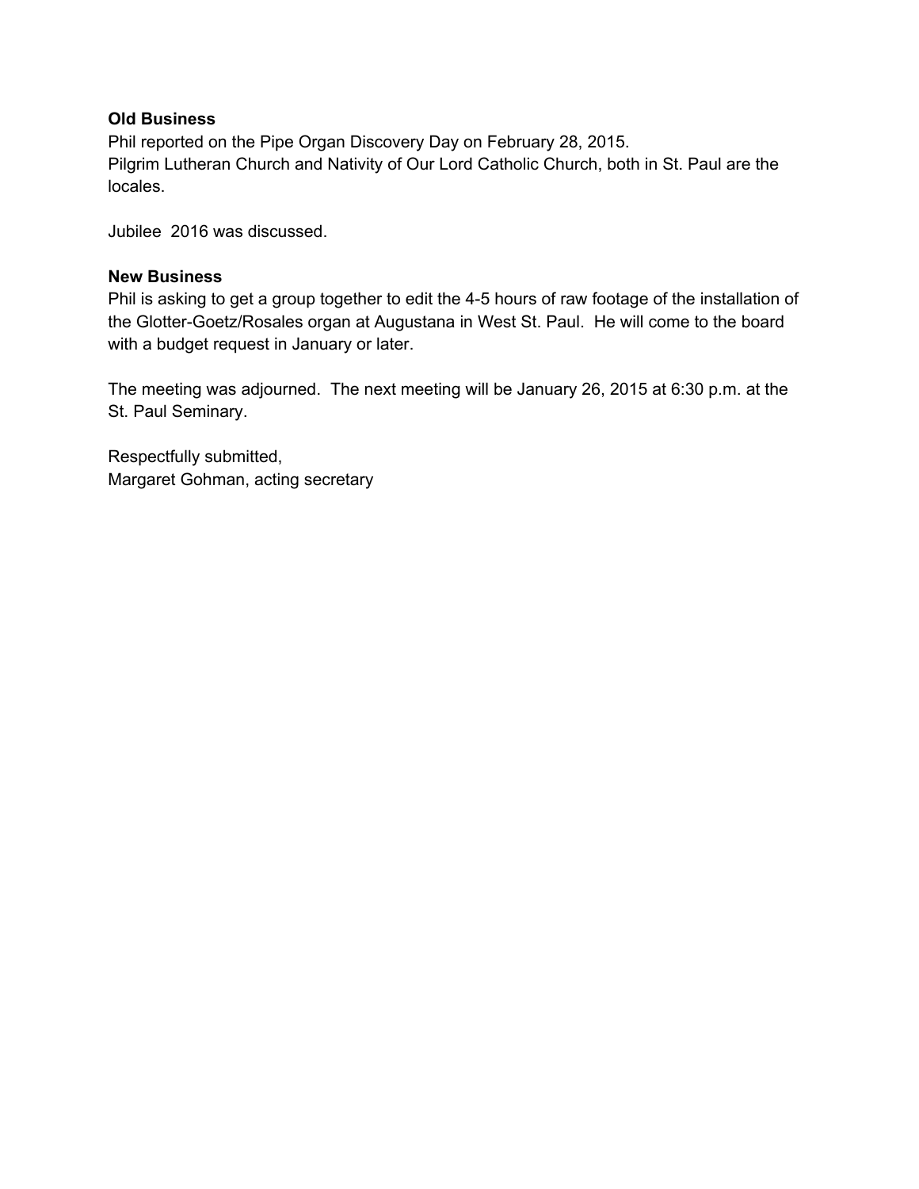**Old Business**

Phil reported on the Pipe Organ Discovery Day on February 28, 2015.
Pilgrim Lutheran Church and Nativity of Our Lord Catholic Church, both in St. Paul are the locales.

Jubilee  2016 was discussed.

**New Business**

Phil is asking to get a group together to edit the 4-5 hours of raw footage of the installation of the Glotter-Goetz/Rosales organ at Augustana in West St. Paul.  He will come to the board with a budget request in January or later.

The meeting was adjourned.  The next meeting will be January 26, 2015 at 6:30 p.m. at the St. Paul Seminary.

Respectfully submitted,
Margaret Gohman, acting secretary